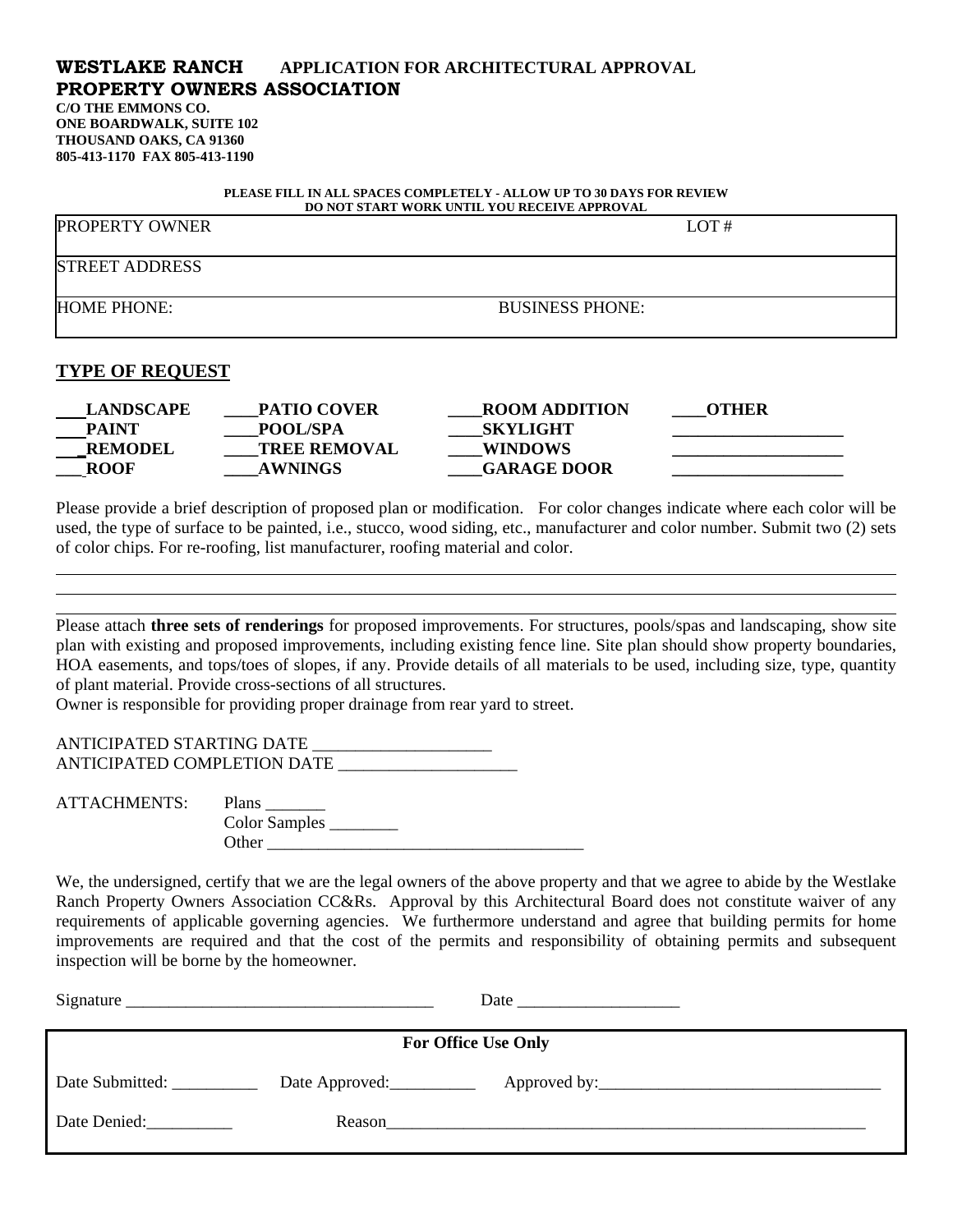**WESTLAKE RANCH** **APPLICATION FOR ARCHITECTURAL APPROVAL**
**PROPERTY OWNERS ASSOCIATION**
**C/O THE EMMONS CO.**
**ONE BOARDWALK, SUITE 102**
**THOUSAND OAKS, CA 91360**
**805-413-1170 FAX 805-413-1190**

**PLEASE FILL IN ALL SPACES COMPLETELY - ALLOW UP TO 30 DAYS FOR REVIEW**
**DO NOT START WORK UNTIL YOU RECEIVE APPROVAL**

| PROPERTY OWNER | LOT # |
|---|---|
| STREET ADDRESS | |
| HOME PHONE: | BUSINESS PHONE: |

## TYPE OF REQUEST

| | | | |
|---|---|---|---|
| ___**LANDSCAPE** | ____**PATIO COVER** | ____**ROOM ADDITION** | ____**OTHER** |
| ___**PAINT** | ____**POOL/SPA** | ____**SKYLIGHT** | ____________________ |
| ___**REMODEL** | ____**TREE REMOVAL** | ____**WINDOWS** | ____________________ |
| ___**ROOF** | ____**AWNINGS** | ____**GARAGE DOOR** | ____________________ |

Please provide a brief description of proposed plan or modification. For color changes indicate where each color will be used, the type of surface to be painted, i.e., stucco, wood siding, etc., manufacturer and color number. Submit two (2) sets of color chips. For re-roofing, list manufacturer, roofing material and color.

______________________________________________________________________________

______________________________________________________________________________

______________________________________________________________________________

Please attach **three sets of renderings** for proposed improvements. For structures, pools/spas and landscaping, show site plan with existing and proposed improvements, including existing fence line. Site plan should show property boundaries, HOA easements, and tops/toes of slopes, if any. Provide details of all materials to be used, including size, type, quantity of plant material. Provide cross-sections of all structures.
Owner is responsible for providing proper drainage from rear yard to street.

ANTICIPATED STARTING DATE _____________________
ANTICIPATED COMPLETION DATE _____________________

ATTACHMENTS: Plans _______
Color Samples ________
Other _____________________________________

We, the undersigned, certify that we are the legal owners of the above property and that we agree to abide by the Westlake Ranch Property Owners Association CC&Rs. Approval by this Architectural Board does not constitute waiver of any requirements of applicable governing agencies. We furthermore understand and agree that building permits for home improvements are required and that the cost of the permits and responsibility of obtaining permits and subsequent inspection will be borne by the homeowner.

Signature ____________________________________ Date ___________________

**For Office Use Only**

Date Submitted: __________ Date Approved:__________ Approved by:_________________________________

Date Denied:__________ Reason____________________________________________________________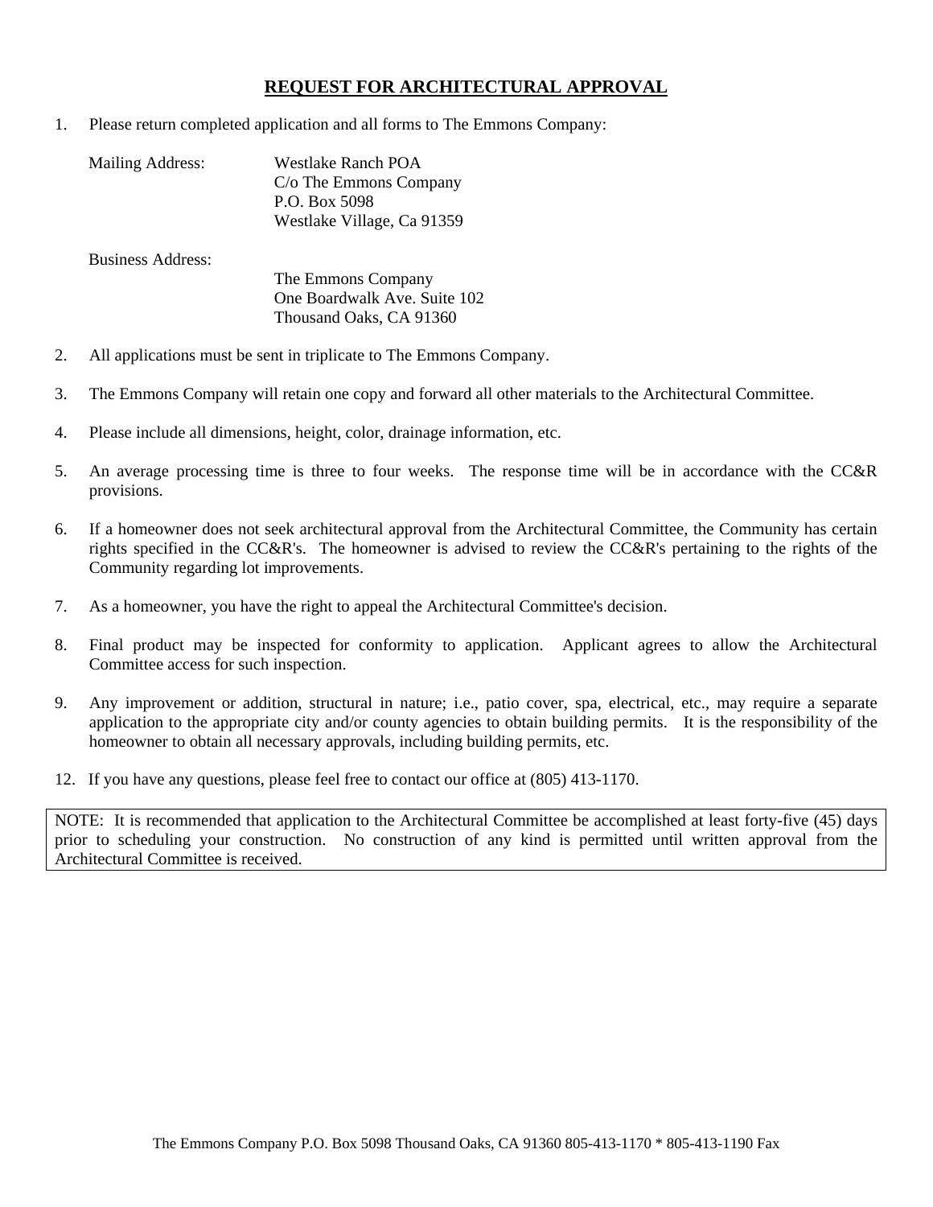# REQUEST FOR ARCHITECTURAL APPROVAL

1. Please return completed application and all forms to The Emmons Company:

   Mailing Address:
   Westlake Ranch POA
   C/o The Emmons Company
   P.O. Box 5098
   Westlake Village, Ca 91359

   Business Address:
   The Emmons Company
   One Boardwalk Ave. Suite 102
   Thousand Oaks, CA 91360

2. All applications must be sent in triplicate to The Emmons Company.

3. The Emmons Company will retain one copy and forward all other materials to the Architectural Committee.

4. Please include all dimensions, height, color, drainage information, etc.

5. An average processing time is three to four weeks. The response time will be in accordance with the CC&R provisions.

6. If a homeowner does not seek architectural approval from the Architectural Committee, the Community has certain rights specified in the CC&R's. The homeowner is advised to review the CC&R's pertaining to the rights of the Community regarding lot improvements.

7. As a homeowner, you have the right to appeal the Architectural Committee's decision.

8. Final product may be inspected for conformity to application. Applicant agrees to allow the Architectural Committee access for such inspection.

9. Any improvement or addition, structural in nature; i.e., patio cover, spa, electrical, etc., may require a separate application to the appropriate city and/or county agencies to obtain building permits. It is the responsibility of the homeowner to obtain all necessary approvals, including building permits, etc.

12. If you have any questions, please feel free to contact our office at (805) 413-1170.

NOTE: It is recommended that application to the Architectural Committee be accomplished at least forty-five (45) days prior to scheduling your construction. No construction of any kind is permitted until written approval from the Architectural Committee is received.

The Emmons Company P.O. Box 5098 Thousand Oaks, CA 91360 805-413-1170 * 805-413-1190 Fax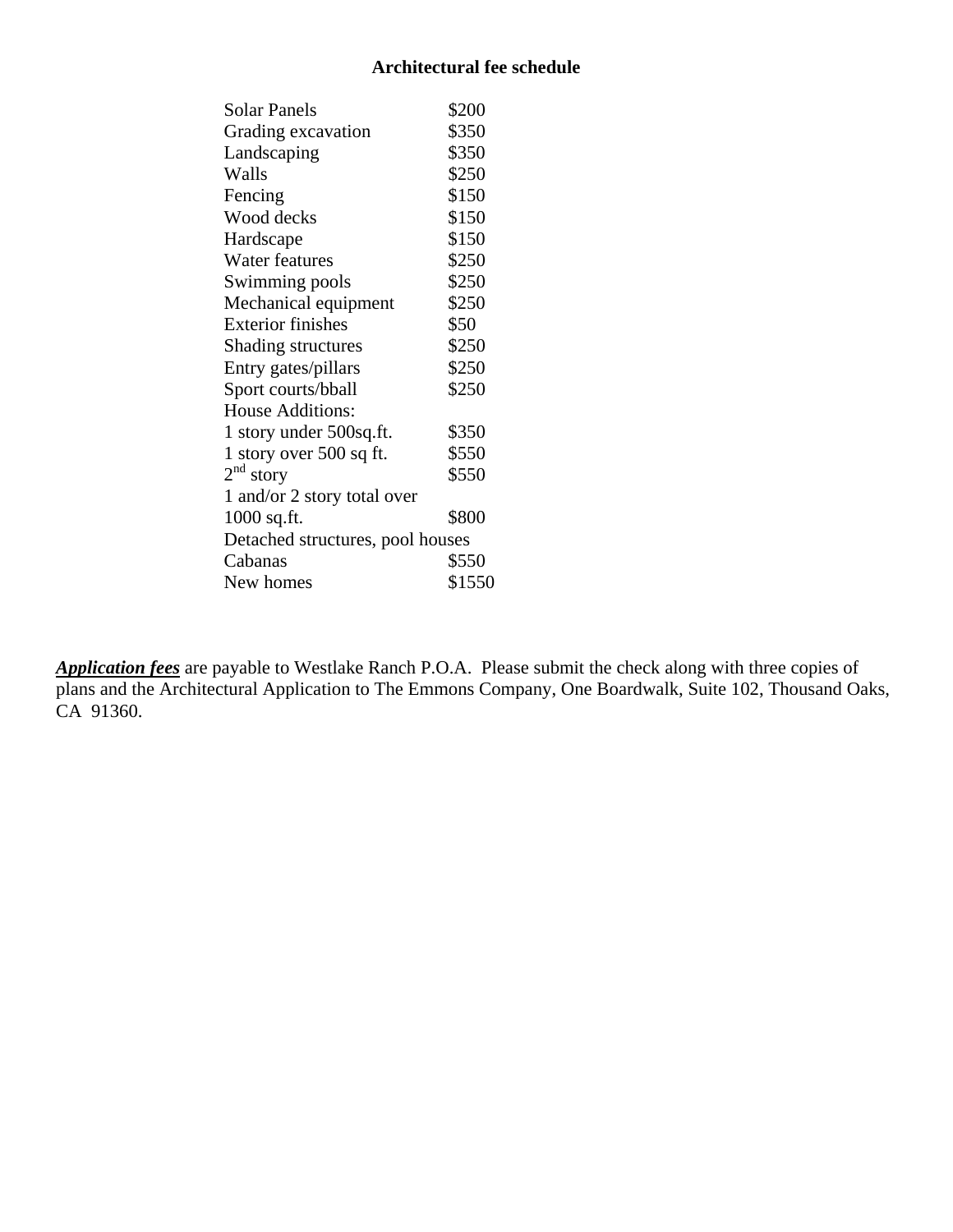**Architectural fee schedule**

| | |
|---|---|
| Solar Panels | $200 |
| Grading excavation | $350 |
| Landscaping | $350 |
| Walls | $250 |
| Fencing | $150 |
| Wood decks | $150 |
| Hardscape | $150 |
| Water features | $250 |
| Swimming pools | $250 |
| Mechanical equipment | $250 |
| Exterior finishes | $50 |
| Shading structures | $250 |
| Entry gates/pillars | $250 |
| Sport courts/bball | $250 |
| House Additions: | |
| 1 story under 500sq.ft. | $350 |
| 1 story over 500 sq ft. | $550 |
| 2nd story | $550 |
| 1 and/or 2 story total over 1000 sq.ft. | $800 |
| Detached structures, pool houses | |
| Cabanas | $550 |
| New homes | $1550 |

***Application fees*** are payable to Westlake Ranch P.O.A. Please submit the check along with three copies of plans and the Architectural Application to The Emmons Company, One Boardwalk, Suite 102, Thousand Oaks, CA 91360.